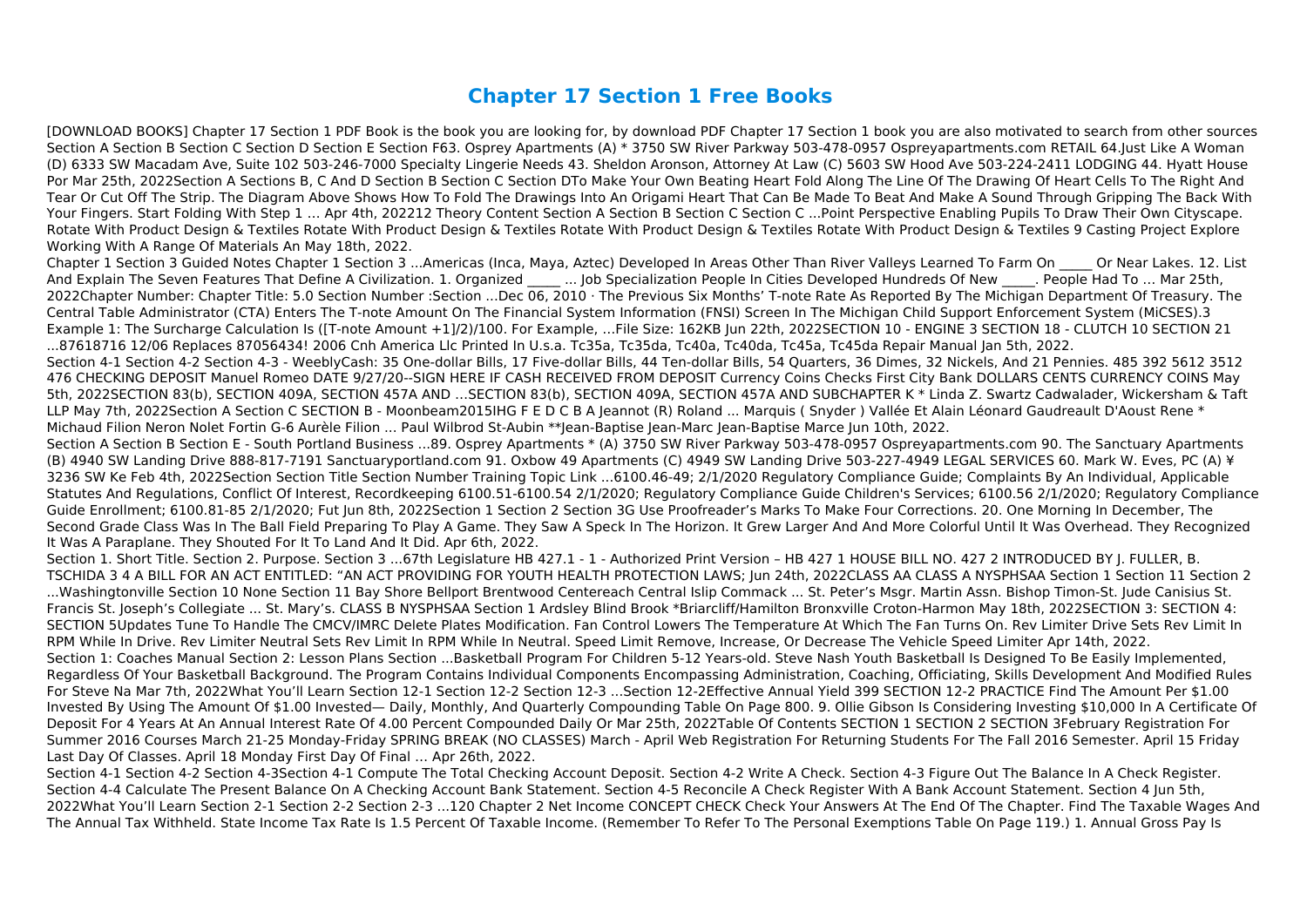# Chapter 17 Section 1 Free Books

[DOWNLOAD BOOKS] Chapter 17 Section 1 PDF Book is the book you are looking for, by download PDF Chapter 17 Section 1 book you are also motivated to search from other sources Section A Section B Section C Section D Section E Section F63. Osprey Apartments (A) * 3750 SW River Parkway 503-478-0957 Ospreyapartments.com RETAIL 64.Just Like A Woman (D) 6333 SW Macadam Ave, Suite 102 503-246-7000 Specialty Lingerie Needs 43. Sheldon Aronson, Attorney At Law (C) 5603 SW Hood Ave 503-224-2411 LODGING 44. Hyatt House Por Mar 25th, 2022Section A Sections B, C And D Section B Section C Section DTo Make Your Own Beating Heart Fold Along The Line Of The Drawing Of Heart Cells To The Right And Tear Or Cut Off The Strip. The Diagram Above Shows How To Fold The Drawings Into An Origami Heart That Can Be Made To Beat And Make A Sound Through Gripping The Back With Your Fingers. Start Folding With Step 1 … Apr 4th, 202212 Theory Content Section A Section B Section C Section C ...Point Perspective Enabling Pupils To Draw Their Own Cityscape. Rotate With Product Design & Textiles Rotate With Product Design & Textiles Rotate With Product Design & Textiles Rotate With Product Design & Textiles 9 Casting Project Explore Working With A Range Of Materials An May 18th, 2022.

Chapter 1 Section 3 Guided Notes Chapter 1 Section 3 ...Americas (Inca, Maya, Aztec) Developed In Areas Other Than River Valleys Learned To Farm On _____ Or Near Lakes. 12. List And Explain The Seven Features That Define A Civilization. 1. Organized _____ ... Job Specialization People In Cities Developed Hundreds Of New _____. People Had To … Mar 25th, 2022Chapter Number: Chapter Title: 5.0 Section Number :Section ...Dec 06, 2010 · The Previous Six Months' T-note Rate As Reported By The Michigan Department Of Treasury. The Central Table Administrator (CTA) Enters The T-note Amount On The Financial System Information (FNSI) Screen In The Michigan Child Support Enforcement System (MiCSES).3 Example 1: The Surcharge Calculation Is ([T-note Amount +1]/2)/100. For Example, …File Size: 162KB Jun 22th, 2022SECTION 10 - ENGINE 3 SECTION 18 - CLUTCH 10 SECTION 21 ...87618716 12/06 Replaces 87056434! 2006 Cnh America Llc Printed In U.s.a. Tc35a, Tc35da, Tc40a, Tc40da, Tc45a, Tc45da Repair Manual Jan 5th, 2022.

Section 4-1 Section 4-2 Section 4-3 - WeeblyCash: 35 One-dollar Bills, 17 Five-dollar Bills, 44 Ten-dollar Bills, 54 Quarters, 36 Dimes, 32 Nickels, And 21 Pennies. 485 392 5612 3512 476 CHECKING DEPOSIT Manuel Romeo DATE 9/27/20--SIGN HERE IF CASH RECEIVED FROM DEPOSIT Currency Coins Checks First City Bank DOLLARS CENTS CURRENCY COINS May 5th, 2022SECTION 409A, SECTION 457A AND …SECTION 83(b), SECTION 409A, SECTION 457A AND SUBCHAPTER K * Linda Z. Swartz Cadwalader, Wickersham & Taft LLP May 7th, 2022Section A Section C SECTION B - Moonbeam2015IHG F E D C B A Jeannot (R) Roland ... Marquis ( Snyder ) Vallée Et Alain Léonard Gaudreault D'Aoust Rene * Michaud Filion Neron Nolet Fortin G-6 Aurèle Filion ... Paul Wilbrod St-Aubin **Jean-Baptise Jean-Marc Jean-Baptise Marce Jun 10th, 2022.

Section A Section B Section E - South Portland Business ...89. Osprey Apartments * (A) 3750 SW River Parkway 503-478-0957 Ospreyapartments.com 90. The Sanctuary Apartments (B) 4940 SW Landing Drive 888-817-7191 Sanctuaryportland.com 91. Oxbow 49 Apartments (C) 4949 SW Landing Drive 503-227-4949 LEGAL SERVICES 60. Mark W. Eves, PC (A) ¥ 3236 SW Ke Feb 4th, 2022Section Section Title Section Number Training Topic Link ...6100.46-49; 2/1/2020 Regulatory Compliance Guide; Complaints By An Individual, Applicable Statutes And Regulations, Conflict Of Interest, Recordkeeping 6100.51-6100.54 2/1/2020; Regulatory Compliance Guide Children's Services; 6100.56 2/1/2020; Regulatory Compliance Guide Enrollment; 6100.81-85 2/1/2020; Fut Jun 8th, 2022Section 1 Section 2 Section 3G Use Proofreader's Marks To Make Four Corrections. 20. One Morning In December, The Second Grade Class Was In The Ball Field Preparing To Play A Game. They Saw A Speck In The Horizon. It Grew Larger And And More Colorful Until It Was Overhead. They Recognized It Was A Paraplane. They Shouted For It To Land And It Did. Apr 6th, 2022.

Section 1. Short Title. Section 2. Purpose. Section 3 ...67th Legislature HB 427.1 - 1 - Authorized Print Version – HB 427 1 HOUSE BILL NO. 427 2 INTRODUCED BY J. FULLER, B. TSCHIDA 3 4 A BILL FOR AN ACT ENTITLED: "AN ACT PROVIDING FOR YOUTH HEALTH PROTECTION LAWS; Jun 24th, 2022CLASS AA CLASS A NYSPHSAA Section 1 Section 11 Section 2 ...Washingtonville Section 10 None Section 11 Bay Shore Bellport Brentwood Centereach Central Islip Commack ... St. Peter's Msgr. Martin Assn. Bishop Timon-St. Jude Canisius St. Francis St. Joseph's Collegiate ... St. Mary's. CLASS B NYSPHSAA Section 1 Ardsley Blind Brook *Briarcliff/Hamilton Bronxville Croton-Harmon May 18th, 2022SECTION 3: SECTION 4: SECTION 5Updates Tune To Handle The CMCV/IMRC Delete Plates Modification. Fan Control Lowers The Temperature At Which The Fan Turns On. Rev Limiter Drive Sets Rev Limit In RPM While In Drive. Rev Limiter Neutral Sets Rev Limit In RPM While In Neutral. Speed Limit Remove, Increase, Or Decrease The Vehicle Speed Limiter Apr 14th, 2022.

Section 1: Coaches Manual Section 2: Lesson Plans Section ...Basketball Program For Children 5-12 Years-old. Steve Nash Youth Basketball Is Designed To Be Easily Implemented, Regardless Of Your Basketball Background. The Program Contains Individual Components Encompassing Administration, Coaching, Officiating, Skills Development And Modified Rules For Steve Na Mar 7th, 2022What You'll Learn Section 12-1 Section 12-2 Section 12-3 …Section 12-2Effective Annual Yield 399 SECTION 12-2 PRACTICE Find The Amount Per $1.00 Invested By Using The Amount Of $1.00 Invested— Daily, Monthly, And Quarterly Compounding Table On Page 800. 9. Ollie Gibson Is Considering Investing $10,000 In A Certificate Of Deposit For 4 Years At An Annual Interest Rate Of 4.00 Percent Compounded Daily Or Mar 25th, 2022Table Of Contents SECTION 1 SECTION 2 SECTION 3February Registration For Summer 2016 Courses March 21-25 Monday-Friday SPRING BREAK (NO CLASSES) March - April Web Registration For Returning Students For The Fall 2016 Semester. April 15 Friday Last Day Of Classes. April 18 Monday First Day Of Final … Apr 26th, 2022.

Section 4-1 Section 4-2 Section 4-3Section 4-1 Compute The Total Checking Account Deposit. Section 4-2 Write A Check. Section 4-3 Figure Out The Balance In A Check Register. Section 4-4 Calculate The Present Balance On A Checking Account Bank Statement. Section 4-5 Reconcile A Check Register With A Bank Account Statement. Section 4 Jun 5th, 2022What You'll Learn Section 2-1 Section 2-2 Section 2-3 ...120 Chapter 2 Net Income CONCEPT CHECK Check Your Answers At The End Of The Chapter. Find The Taxable Wages And The Annual Tax Withheld. State Income Tax Rate Is 1.5 Percent Of Taxable Income. (Remember To Refer To The Personal Exemptions Table On Page 119.) 1. Annual Gross Pay Is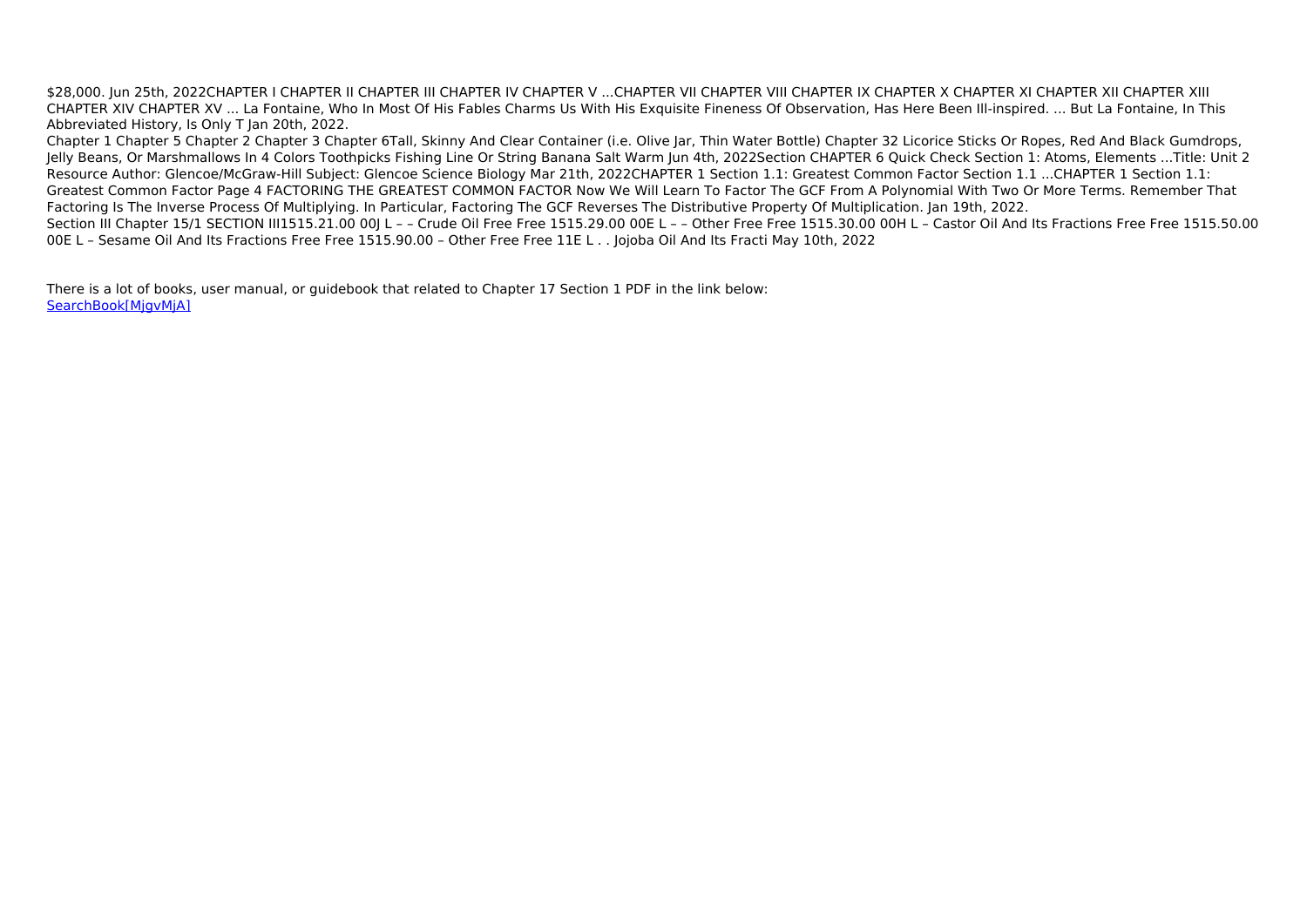$28,000. Jun 25th, 2022CHAPTER I CHAPTER II CHAPTER III CHAPTER IV CHAPTER V ...CHAPTER VII CHAPTER VIII CHAPTER IX CHAPTER X CHAPTER XI CHAPTER XII CHAPTER XIII CHAPTER XIV CHAPTER XV ... La Fontaine, Who In Most Of His Fables Charms Us With His Exquisite Fineness Of Observation, Has Here Been Ill-inspired. ... But La Fontaine, In This Abbreviated History, Is Only T Jan 20th, 2022.

Chapter 1 Chapter 5 Chapter 2 Chapter 3 Chapter 6Tall, Skinny And Clear Container (i.e. Olive Jar, Thin Water Bottle) Chapter 32 Licorice Sticks Or Ropes, Red And Black Gumdrops, Jelly Beans, Or Marshmallows In 4 Colors Toothpicks Fishing Line Or String Banana Salt Warm Jun 4th, 2022Section CHAPTER 6 Quick Check Section 1: Atoms, Elements ...Title: Unit 2 Resource Author: Glencoe/McGraw-Hill Subject: Glencoe Science Biology Mar 21th, 2022CHAPTER 1 Section 1.1: Greatest Common Factor Section 1.1 ...CHAPTER 1 Section 1.1: Greatest Common Factor Page 4 FACTORING THE GREATEST COMMON FACTOR Now We Will Learn To Factor The GCF From A Polynomial With Two Or More Terms. Remember That Factoring Is The Inverse Process Of Multiplying. In Particular, Factoring The GCF Reverses The Distributive Property Of Multiplication. Jan 19th, 2022.

Section III Chapter 15/1 SECTION III1515.21.00 00J L – – Crude Oil Free Free 1515.29.00 00E L – – Other Free Free 1515.30.00 00H L – Castor Oil And Its Fractions Free Free 1515.50.00 00E L – Sesame Oil And Its Fractions Free Free 1515.90.00 – Other Free Free 11E L . . Jojoba Oil And Its Fracti May 10th, 2022

There is a lot of books, user manual, or guidebook that related to Chapter 17 Section 1 PDF in the link below:
SearchBook[MjgvMjA]